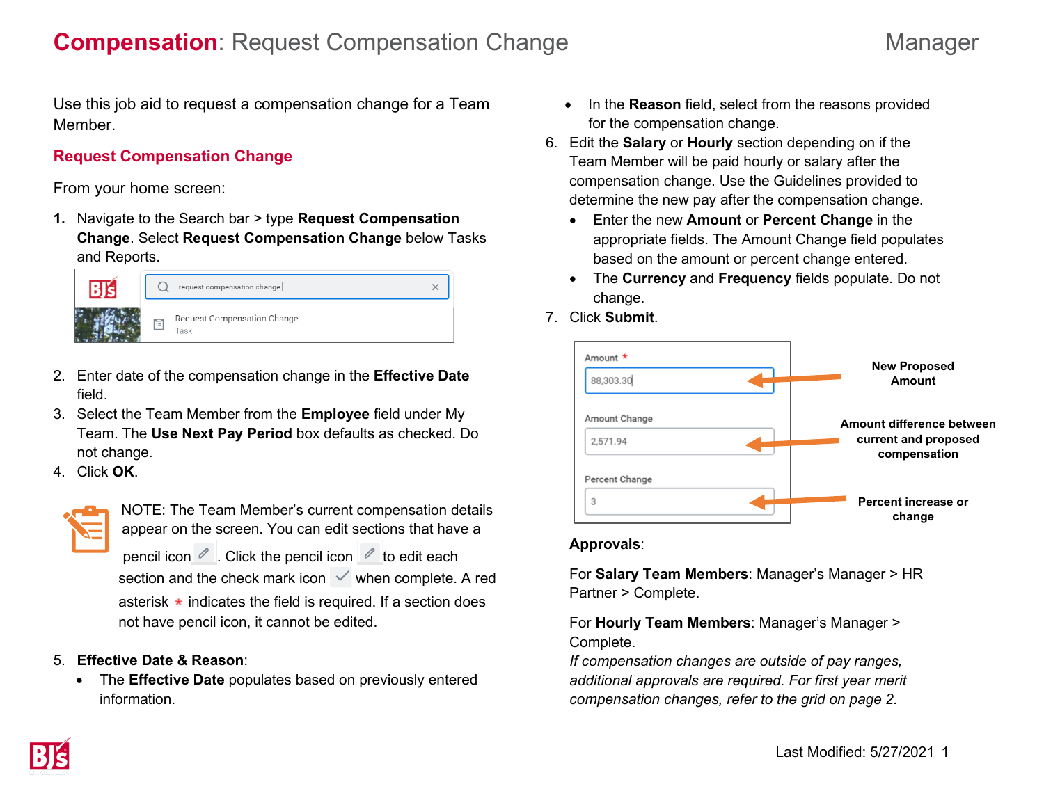# **Compensation**: Request Compensation Change

Manager

Use this job aid to request a compensation change for a Team Member.

## Request Compensation Change

From your home screen:

1. Navigate to the Search bar > type **Request Compensation Change**. Select **Request Compensation Change** below Tasks and Reports.
2. Enter date of the compensation change in the **Effective Date** field.
3. Select the Team Member from the **Employee** field under My Team. The **Use Next Pay Period** box defaults as checked. Do not change.
4. Click **OK**.

NOTE: The Team Member's current compensation details appear on the screen. You can edit sections that have a pencil icon. Click the pencil icon to edit each section and the check mark icon when complete. A red asterisk * indicates the field is required. If a section does not have pencil icon, it cannot be edited.

5. **Effective Date & Reason**:
   - The **Effective Date** populates based on previously entered information.
   - In the **Reason** field, select from the reasons provided for the compensation change.
6. Edit the **Salary** or **Hourly** section depending on if the Team Member will be paid hourly or salary after the compensation change. Use the Guidelines provided to determine the new pay after the compensation change.
   - Enter the new **Amount** or **Percent Change** in the appropriate fields. The Amount Change field populates based on the amount or percent change entered.
   - The **Currency** and **Frequency** fields populate. Do not change.
7. Click **Submit**.

**Approvals**:

For **Salary Team Members**: Manager's Manager > HR Partner > Complete.

For **Hourly Team Members**: Manager's Manager > Complete.

*If compensation changes are outside of pay ranges, additional approvals are required. For first year merit compensation changes, refer to the grid on page 2.*

Last Modified: 5/27/2021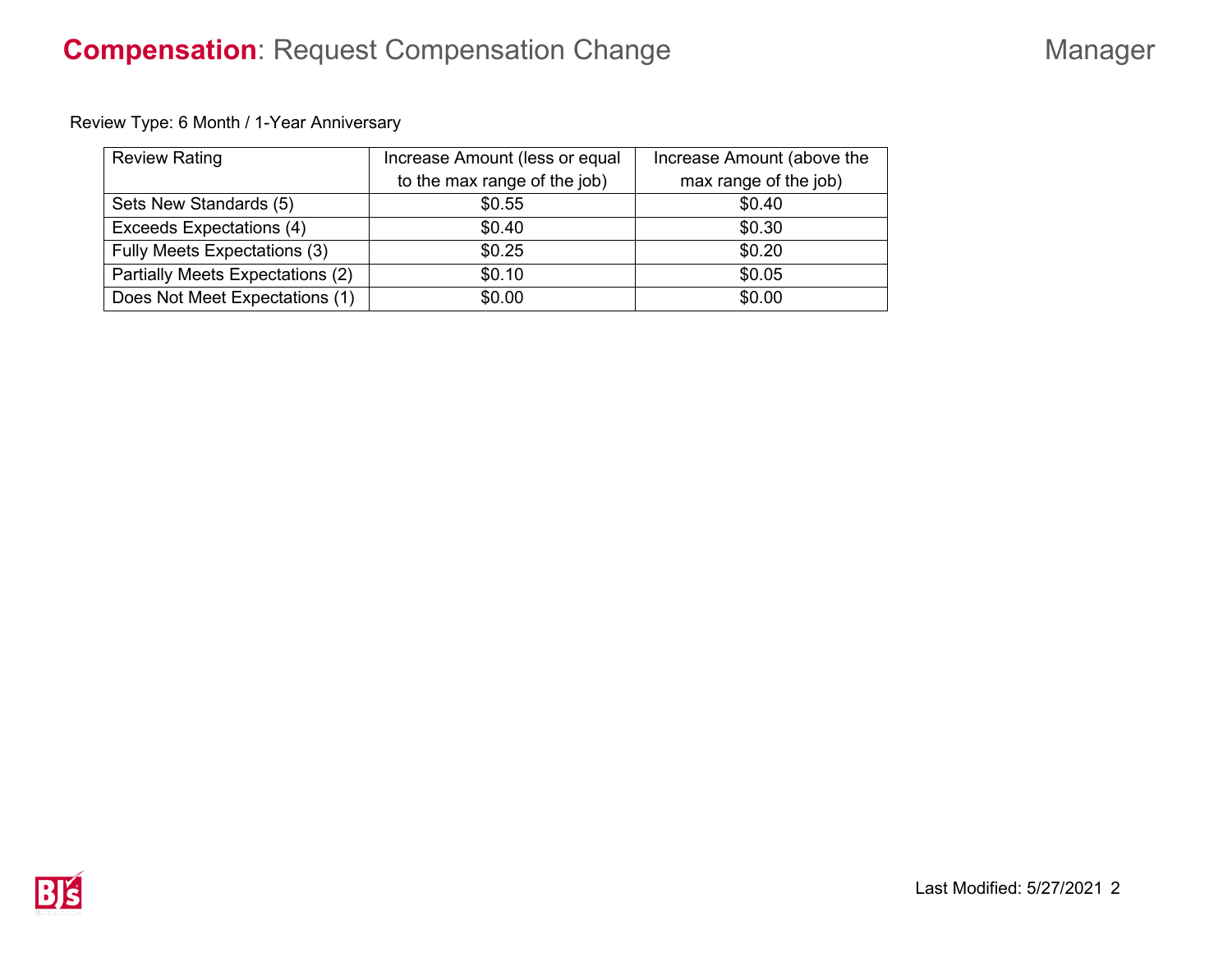Review Type: 6 Month / 1-Year Anniversary

| Review Rating | Increase Amount (less or equal to the max range of the job) | Increase Amount (above the max range of the job) |
|---|---|---|
| Sets New Standards (5) | $0.55 | $0.40 |
| Exceeds Expectations (4) | $0.40 | $0.30 |
| Fully Meets Expectations (3) | $0.25 | $0.20 |
| Partially Meets Expectations (2) | $0.10 | $0.05 |
| Does Not Meet Expectations (1) | $0.00 | $0.00 |